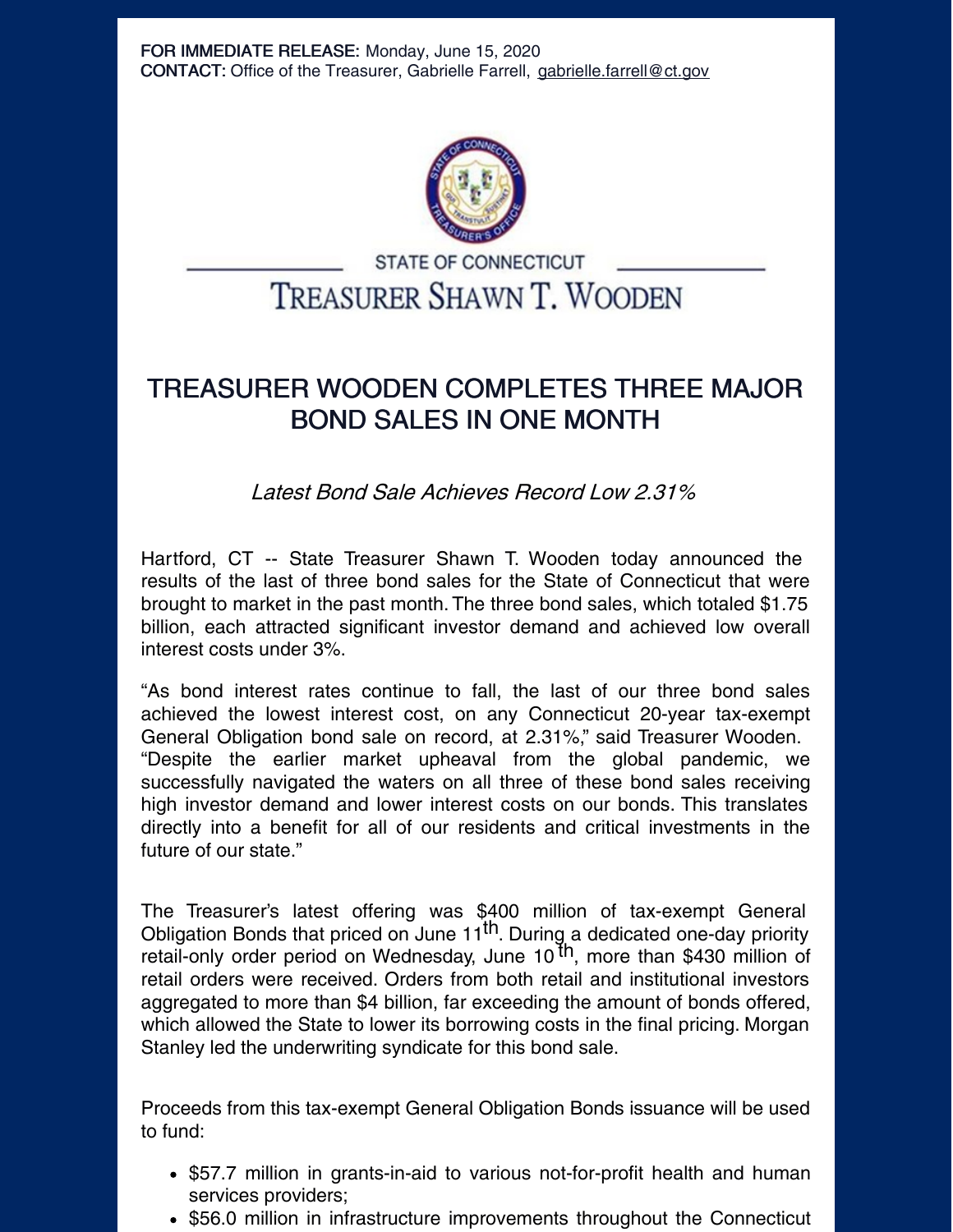**FOR IMMEDIATE RELEASE:** Monday, June 15, 2020
**CONTACT:** Office of the Treasurer, Gabrielle Farrell, gabrielle.farrell@ct.gov

STATE OF CONNECTICUT

TREASURER SHAWN T. WOODEN

# TREASURER WOODEN COMPLETES THREE MAJOR BOND SALES IN ONE MONTH

*Latest Bond Sale Achieves Record Low 2.31%*

Hartford, CT -- State Treasurer Shawn T. Wooden today announced the results of the last of three bond sales for the State of Connecticut that were brought to market in the past month. The three bond sales, which totaled $1.75 billion, each attracted significant investor demand and achieved low overall interest costs under 3%.

"As bond interest rates continue to fall, the last of our three bond sales achieved the lowest interest cost, on any Connecticut 20-year tax-exempt General Obligation bond sale on record, at 2.31%," said Treasurer Wooden. "Despite the earlier market upheaval from the global pandemic, we successfully navigated the waters on all three of these bond sales receiving high investor demand and lower interest costs on our bonds. This translates directly into a benefit for all of our residents and critical investments in the future of our state."

The Treasurer's latest offering was $400 million of tax-exempt General Obligation Bonds that priced on June 11th. During a dedicated one-day priority retail-only order period on Wednesday, June 10th, more than $430 million of retail orders were received. Orders from both retail and institutional investors aggregated to more than $4 billion, far exceeding the amount of bonds offered, which allowed the State to lower its borrowing costs in the final pricing. Morgan Stanley led the underwriting syndicate for this bond sale.

Proceeds from this tax-exempt General Obligation Bonds issuance will be used to fund:

- $57.7 million in grants-in-aid to various not-for-profit health and human services providers;
- $56.0 million in infrastructure improvements throughout the Connecticut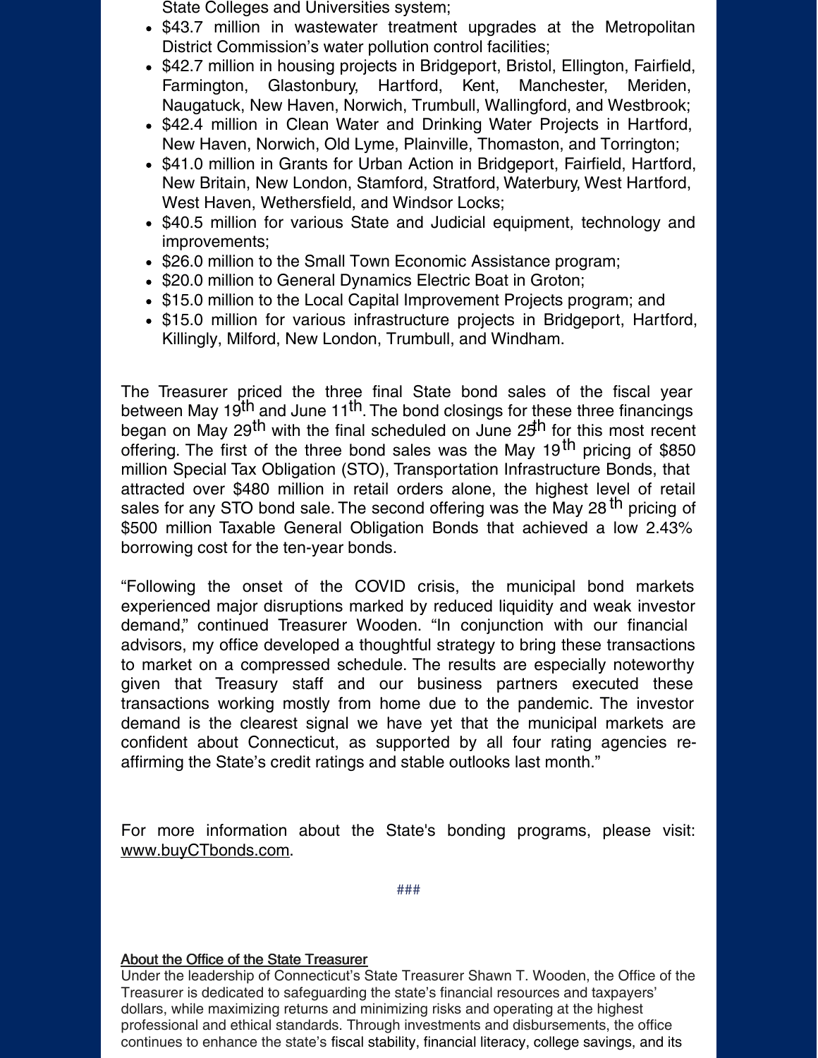State Colleges and Universities system;

- $43.7 million in wastewater treatment upgrades at the Metropolitan District Commission's water pollution control facilities;
- $42.7 million in housing projects in Bridgeport, Bristol, Ellington, Fairfield, Farmington, Glastonbury, Hartford, Kent, Manchester, Meriden, Naugatuck, New Haven, Norwich, Trumbull, Wallingford, and Westbrook;
- $42.4 million in Clean Water and Drinking Water Projects in Hartford, New Haven, Norwich, Old Lyme, Plainville, Thomaston, and Torrington;
- $41.0 million in Grants for Urban Action in Bridgeport, Fairfield, Hartford, New Britain, New London, Stamford, Stratford, Waterbury, West Hartford, West Haven, Wethersfield, and Windsor Locks;
- $40.5 million for various State and Judicial equipment, technology and improvements;
- $26.0 million to the Small Town Economic Assistance program;
- $20.0 million to General Dynamics Electric Boat in Groton;
- $15.0 million to the Local Capital Improvement Projects program; and
- $15.0 million for various infrastructure projects in Bridgeport, Hartford, Killingly, Milford, New London, Trumbull, and Windham.

The Treasurer priced the three final State bond sales of the fiscal year between May 19th and June 11th. The bond closings for these three financings began on May 29th with the final scheduled on June 25th for this most recent offering. The first of the three bond sales was the May 19th pricing of $850 million Special Tax Obligation (STO), Transportation Infrastructure Bonds, that attracted over $480 million in retail orders alone, the highest level of retail sales for any STO bond sale. The second offering was the May 28th pricing of $500 million Taxable General Obligation Bonds that achieved a low 2.43% borrowing cost for the ten-year bonds.

"Following the onset of the COVID crisis, the municipal bond markets experienced major disruptions marked by reduced liquidity and weak investor demand," continued Treasurer Wooden. "In conjunction with our financial advisors, my office developed a thoughtful strategy to bring these transactions to market on a compressed schedule. The results are especially noteworthy given that Treasury staff and our business partners executed these transactions working mostly from home due to the pandemic. The investor demand is the clearest signal we have yet that the municipal markets are confident about Connecticut, as supported by all four rating agencies re-affirming the State's credit ratings and stable outlooks last month."

For more information about the State's bonding programs, please visit: www.buyCTbonds.com.

###

**About the Office of the State Treasurer**

Under the leadership of Connecticut's State Treasurer Shawn T. Wooden, the Office of the Treasurer is dedicated to safeguarding the state's financial resources and taxpayers' dollars, while maximizing returns and minimizing risks and operating at the highest professional and ethical standards. Through investments and disbursements, the office continues to enhance the state's fiscal stability, financial literacy, college savings, and its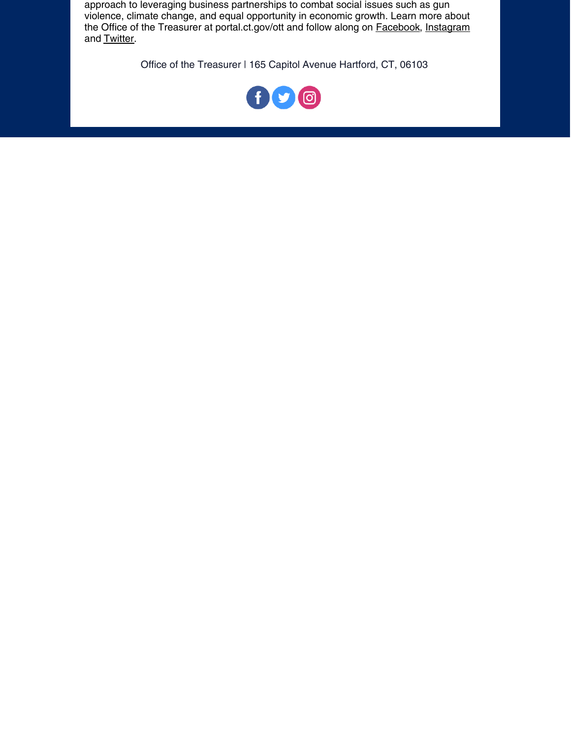approach to leveraging business partnerships to combat social issues such as gun violence, climate change, and equal opportunity in economic growth. Learn more about the Office of the Treasurer at portal.ct.gov/ott and follow along on Facebook, Instagram and Twitter.

Office of the Treasurer | 165 Capitol Avenue Hartford, CT, 06103